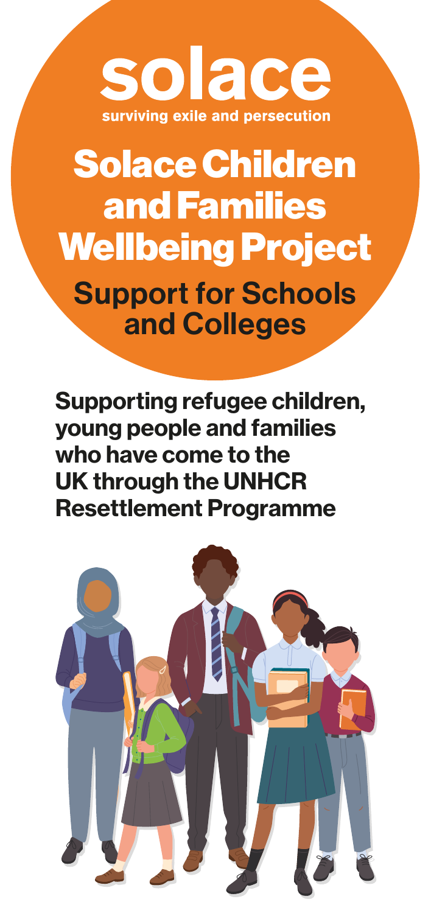# solace

surviving exile and persecution

# Solace Children and Families Wellbeing Project

## Support for Schools and Colleges

**Supporting refugee children, young people and families who have come to the UK through the UNHCR Resettlement Programme**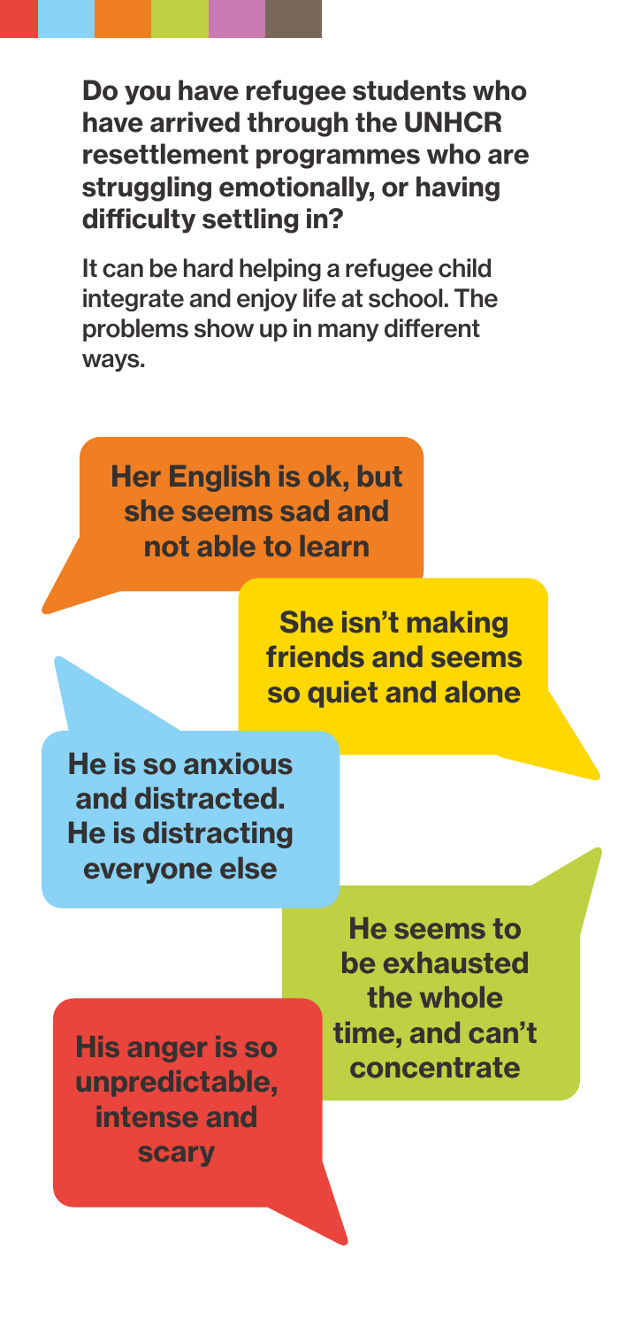**Do you have refugee students who have arrived through the UNHCR resettlement programmes who are struggling emotionally, or having difficulty settling in?**

It can be hard helping a refugee child integrate and enjoy life at school. The problems show up in many different ways.

**Her English is ok, but she seems sad and not able to learn**

**She isn't making friends and seems so quiet and alone**

**He is so anxious and distracted. He is distracting everyone else**

**He seems to be exhausted the whole time, and can't concentrate**

**His anger is so unpredictable, intense and scary**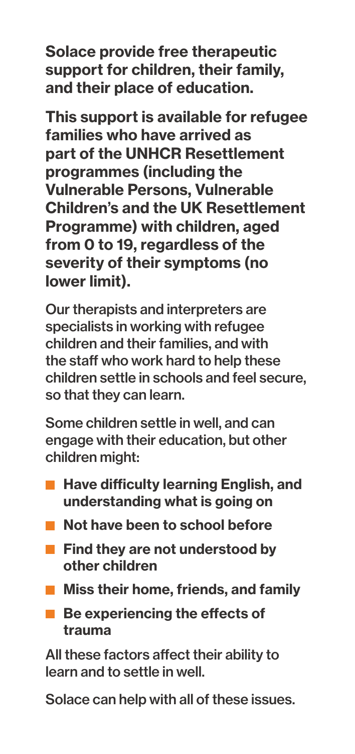**Solace provide free therapeutic support for children, their family, and their place of education.**

**This support is available for refugee families who have arrived as part of the UNHCR Resettlement programmes (including the Vulnerable Persons, Vulnerable Children's and the UK Resettlement Programme) with children, aged from 0 to 19, regardless of the severity of their symptoms (no lower limit).**

Our therapists and interpreters are specialists in working with refugee children and their families, and with the staff who work hard to help these children settle in schools and feel secure, so that they can learn.

Some children settle in well, and can engage with their education, but other children might:

- **Have difficulty learning English, and understanding what is going on**
- **Not have been to school before**
- **Find they are not understood by other children**
- **Miss their home, friends, and family**
- **Be experiencing the effects of trauma**

All these factors affect their ability to learn and to settle in well.

Solace can help with all of these issues.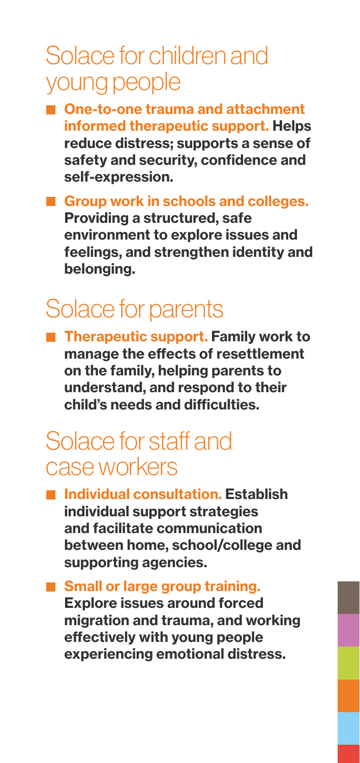## Solace for children and young people

- **One-to-one trauma and attachment informed therapeutic support.** Helps reduce distress; supports a sense of safety and security, confidence and self-expression.
- **Group work in schools and colleges.** Providing a structured, safe environment to explore issues and feelings, and strengthen identity and belonging.

## Solace for parents

- **Therapeutic support.** Family work to manage the effects of resettlement on the family, helping parents to understand, and respond to their child's needs and difficulties.

## Solace for staff and case workers

- **Individual consultation.** Establish individual support strategies and facilitate communication between home, school/college and supporting agencies.
- **Small or large group training.** Explore issues around forced migration and trauma, and working effectively with young people experiencing emotional distress.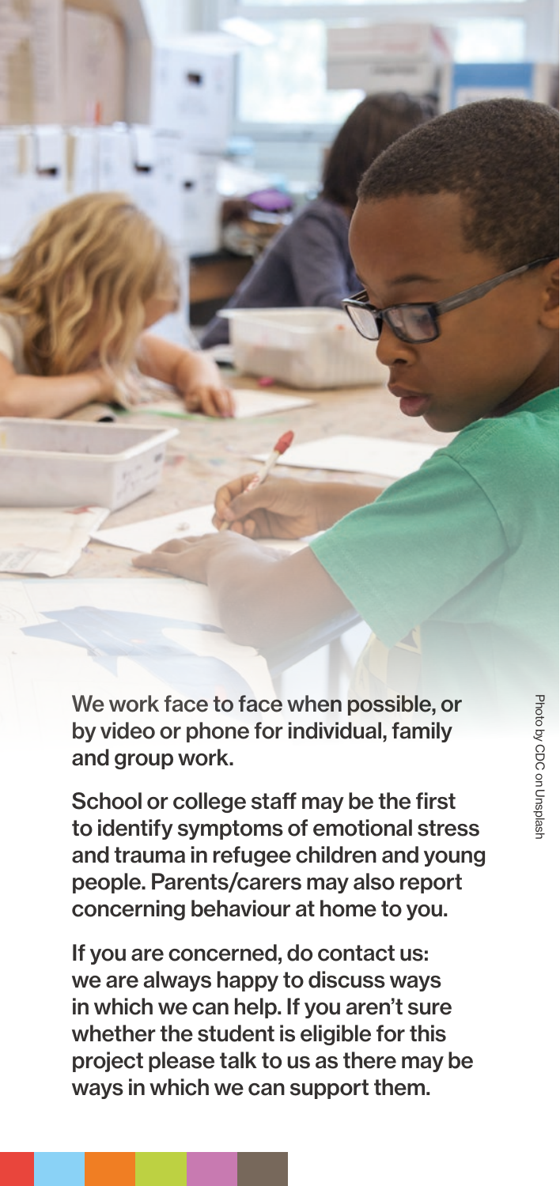We work face to face when possible, or by video or phone for individual, family and group work.

School or college staff may be the first to identify symptoms of emotional stress and trauma in refugee children and young people. Parents/carers may also report concerning behaviour at home to you.

If you are concerned, do contact us: we are always happy to discuss ways in which we can help. If you aren't sure whether the student is eligible for this project please talk to us as there may be ways in which we can support them.

Photo by CDC on Unsplash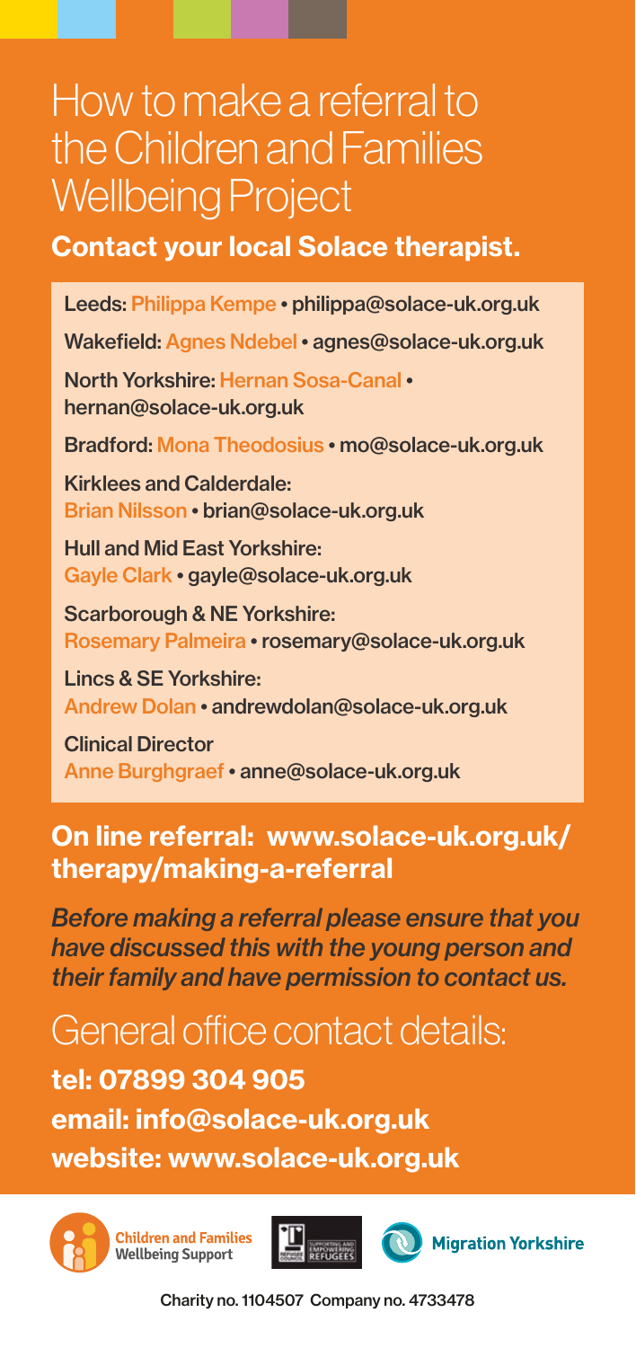# How to make a referral to the Children and Families Wellbeing Project

## Contact your local Solace therapist.

Leeds: Philippa Kempe • philippa@solace-uk.org.uk

Wakefield: Agnes Ndebel • agnes@solace-uk.org.uk

North Yorkshire: Hernan Sosa-Canal • hernan@solace-uk.org.uk

Bradford: Mona Theodosius • mo@solace-uk.org.uk

Kirklees and Calderdale: Brian Nilsson • brian@solace-uk.org.uk

Hull and Mid East Yorkshire: Gayle Clark • gayle@solace-uk.org.uk

Scarborough & NE Yorkshire: Rosemary Palmeira • rosemary@solace-uk.org.uk

Lincs & SE Yorkshire: Andrew Dolan • andrewdolan@solace-uk.org.uk

Clinical Director Anne Burghgraef • anne@solace-uk.org.uk

**On line referral: www.solace-uk.org.uk/therapy/making-a-referral**

*Before making a referral please ensure that you have discussed this with the young person and their family and have permission to contact us.*

## General office contact details:

**tel: 07899 304 905**

**email: info@solace-uk.org.uk**

**website: www.solace-uk.org.uk**

Children and Families Wellbeing Support

Refugee Council Supporting and Empowering Refugees

Migration Yorkshire

Charity no. 1104507 Company no. 4733478